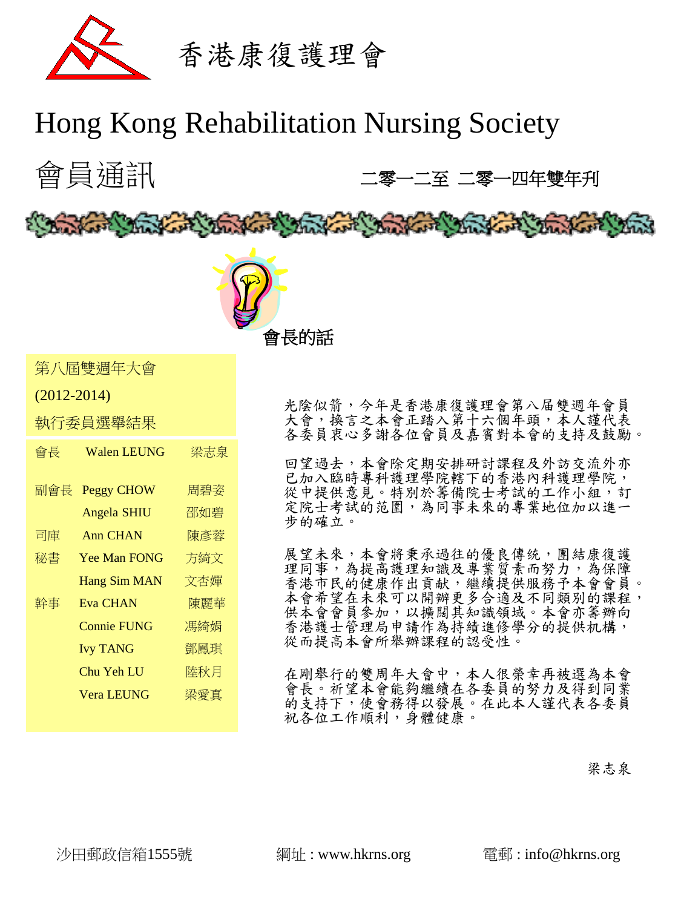# 香港康復護理會

# Hong Kong Rehabilitation Nursing Society

## 會員通訊

二零一二至 二零一四年雙年刊

## 會長的話

光陰似箭，今年是香港康復護理會第八屆雙週年會員大會，換言之本會正踏入第十六個年頭，本人謹代表各委員衷心多謝各位會員及嘉賓對本會的支持及鼓勵。

回望過去，本會除定期安排研討課程及外訪交流外亦已加入臨時專科護理學院轄下的香港內科護理學院，從中提供意見。特別於籌備院士考試的工作小組，訂定院士考試的范圍，為同事未來的專業地位加以進一步的確立。

展望未來，本會將秉承過往的優良傳统，團結康復護理同事，為提高護理知識及專業質素而努力，為保障香港市民的健康作出貢献，繼續提供服務予本會會員。本會希望在未來可以開辦更多合適及不同類別的課程，供本會會員參加，以擴闊其知識領域。本會亦籌辦向香港護士管理局申請作為持續進修學分的提供机構，從而提高本會所舉辦課程的認受性。

在剛舉行的雙周年大會中，本人很榮幸再被選為本會會長。祈望本會能夠繼續在各委員的努力及得到同業的支持下，使會務得以發展。在此本人謹代表各委員祝各位工作順利，身體健康。

梁志泉

### 第八屆雙週年大會 (2012-2014) 執行委員選舉結果

| 職位 | 姓名 | 中文姓名 |
|---|---|---|
| 會長 | Walen LEUNG | 梁志泉 |
| 副會長 | Peggy CHOW | 周碧姿 |
| | Angela SHIU | 邵如碧 |
| 司庫 | Ann CHAN | 陳彥蓉 |
| 秘書 | Yee Man FONG | 方綺文 |
| | Hang Sim MAN | 文杏嬋 |
| 幹事 | Eva CHAN | 陳麗華 |
| | Connie FUNG | 馮綺娟 |
| | Ivy TANG | 鄧鳳琪 |
| | Chu Yeh LU | 陸秋月 |
| | Vera LEUNG | 梁愛真 |

沙田郵政信箱1555號　　網址 : www.hkrns.org　　電郵 : info@hkrns.org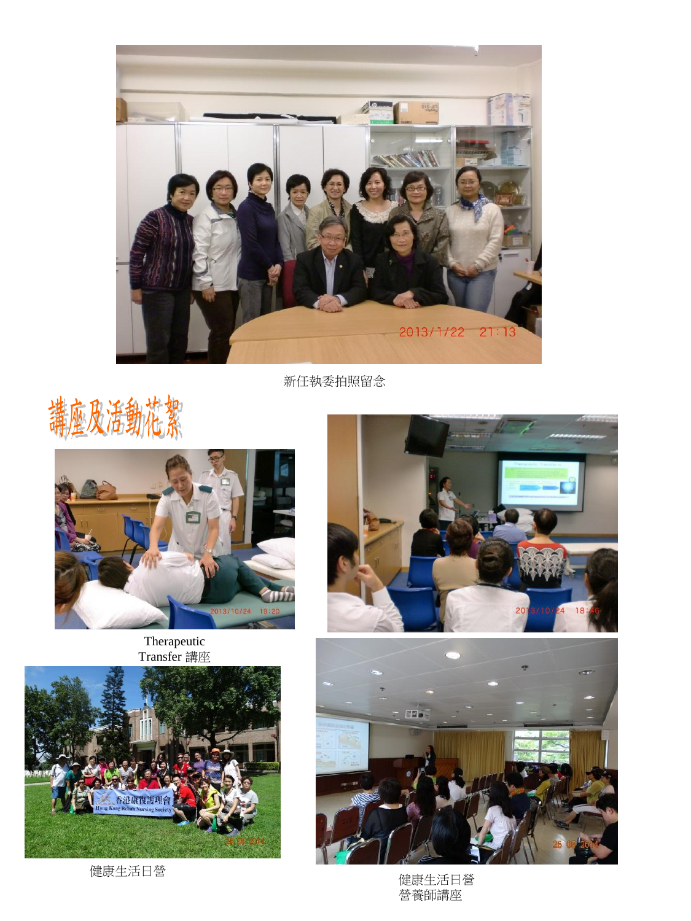新任執委拍照留念

## 講座及活動花絮

Therapeutic
Transfer 講座

健康生活日營

健康生活日營
營養師講座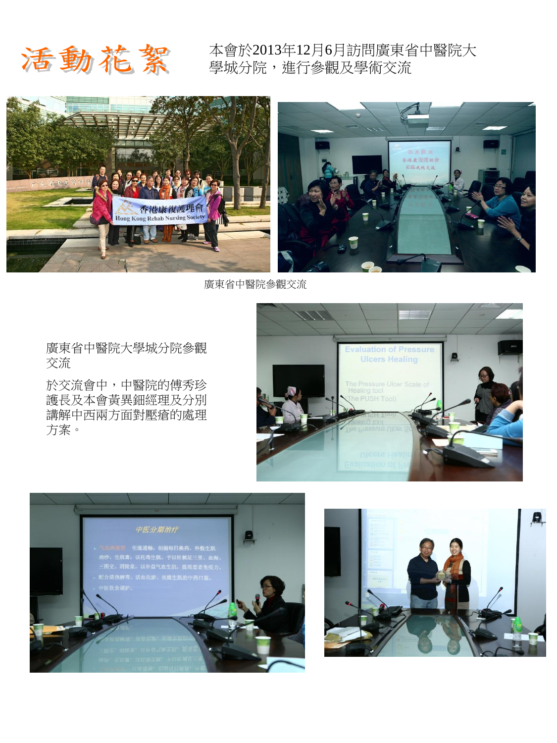# 活動花絮

本會於2013年12月6月訪問廣東省中醫院大學城分院，進行參觀及學術交流

廣東省中醫院參觀交流

廣東省中醫院大學城分院參觀交流

於交流會中，中醫院的傅秀珍護長及本會黃異鈿經理及分別講解中西兩方面對壓瘡的處理方案。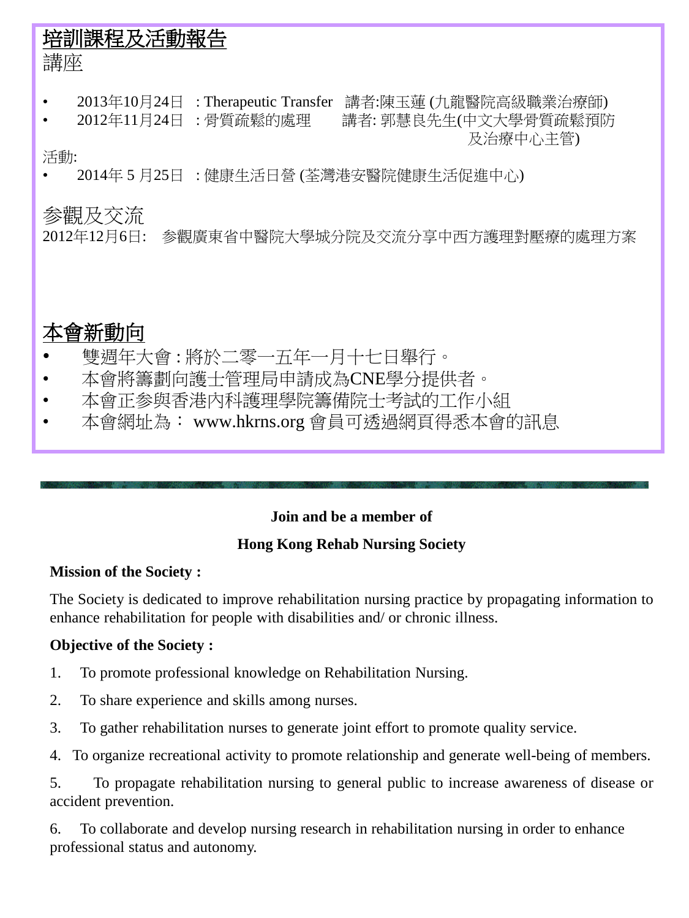## 培訓課程及活動報告

講座

- 2013年10月24日 : Therapeutic Transfer 講者:陳玉蓮 (九龍醫院高級職業治療師)
- 2012年11月24日 : 骨質疏鬆的處理 講者: 郭慧良先生(中文大學骨質疏鬆預防及治療中心主管)

活動:

- 2014年 5 月25日 : 健康生活日營 (荃灣港安醫院健康生活促進中心)

參觀及交流

2012年12月6日: 參觀廣東省中醫院大學城分院及交流分享中西方護理對壓瘡的處理方案

## 本會新動向

- 雙週年大會 : 將於二零一五年一月十七日舉行。
- 本會將籌劃向護士管理局申請成為CNE學分提供者。
- 本會正參與香港內科護理學院籌備院士考試的工作小組
- 本會網址為： www.hkrns.org 會員可透過網頁得悉本會的訊息

**Join and be a member of**

**Hong Kong Rehab Nursing Society**

**Mission of the Society :**

The Society is dedicated to improve rehabilitation nursing practice by propagating information to enhance rehabilitation for people with disabilities and/ or chronic illness.

**Objective of the Society :**

1. To promote professional knowledge on Rehabilitation Nursing.
2. To share experience and skills among nurses.
3. To gather rehabilitation nurses to generate joint effort to promote quality service.
4. To organize recreational activity to promote relationship and generate well-being of members.
5. To propagate rehabilitation nursing to general public to increase awareness of disease or accident prevention.
6. To collaborate and develop nursing research in rehabilitation nursing in order to enhance professional status and autonomy.